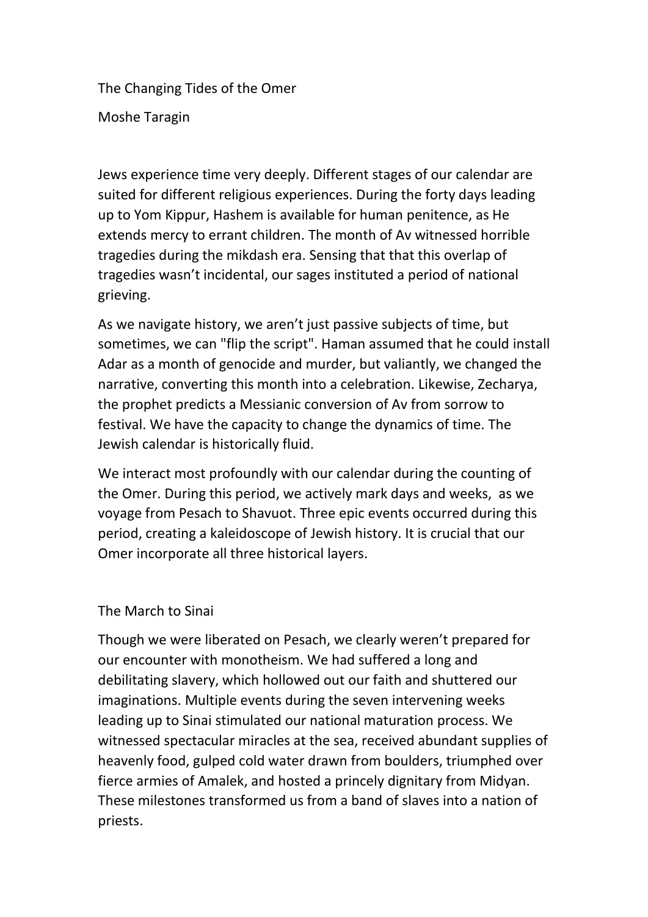# The Changing Tides of the Omer

Moshe Taragin

Jews experience time very deeply. Different stages of our calendar are suited for different religious experiences. During the forty days leading up to Yom Kippur, Hashem is available for human penitence, as He extends mercy to errant children. The month of Av witnessed horrible tragedies during the mikdash era. Sensing that that this overlap of tragedies wasn't incidental, our sages instituted a period of national grieving.

As we navigate history, we aren't just passive subjects of time, but sometimes, we can "flip the script". Haman assumed that he could install Adar as a month of genocide and murder, but valiantly, we changed the narrative, converting this month into a celebration. Likewise, Zecharya, the prophet predicts a Messianic conversion of Av from sorrow to festival. We have the capacity to change the dynamics of time. The Jewish calendar is historically fluid.

We interact most profoundly with our calendar during the counting of the Omer. During this period, we actively mark days and weeks, as we voyage from Pesach to Shavuot. Three epic events occurred during this period, creating a kaleidoscope of Jewish history. It is crucial that our Omer incorporate all three historical layers.

## The March to Sinai

Though we were liberated on Pesach, we clearly weren't prepared for our encounter with monotheism. We had suffered a long and debilitating slavery, which hollowed out our faith and shuttered our imaginations. Multiple events during the seven intervening weeks leading up to Sinai stimulated our national maturation process. We witnessed spectacular miracles at the sea, received abundant supplies of heavenly food, gulped cold water drawn from boulders, triumphed over fierce armies of Amalek, and hosted a princely dignitary from Midyan. These milestones transformed us from a band of slaves into a nation of priests.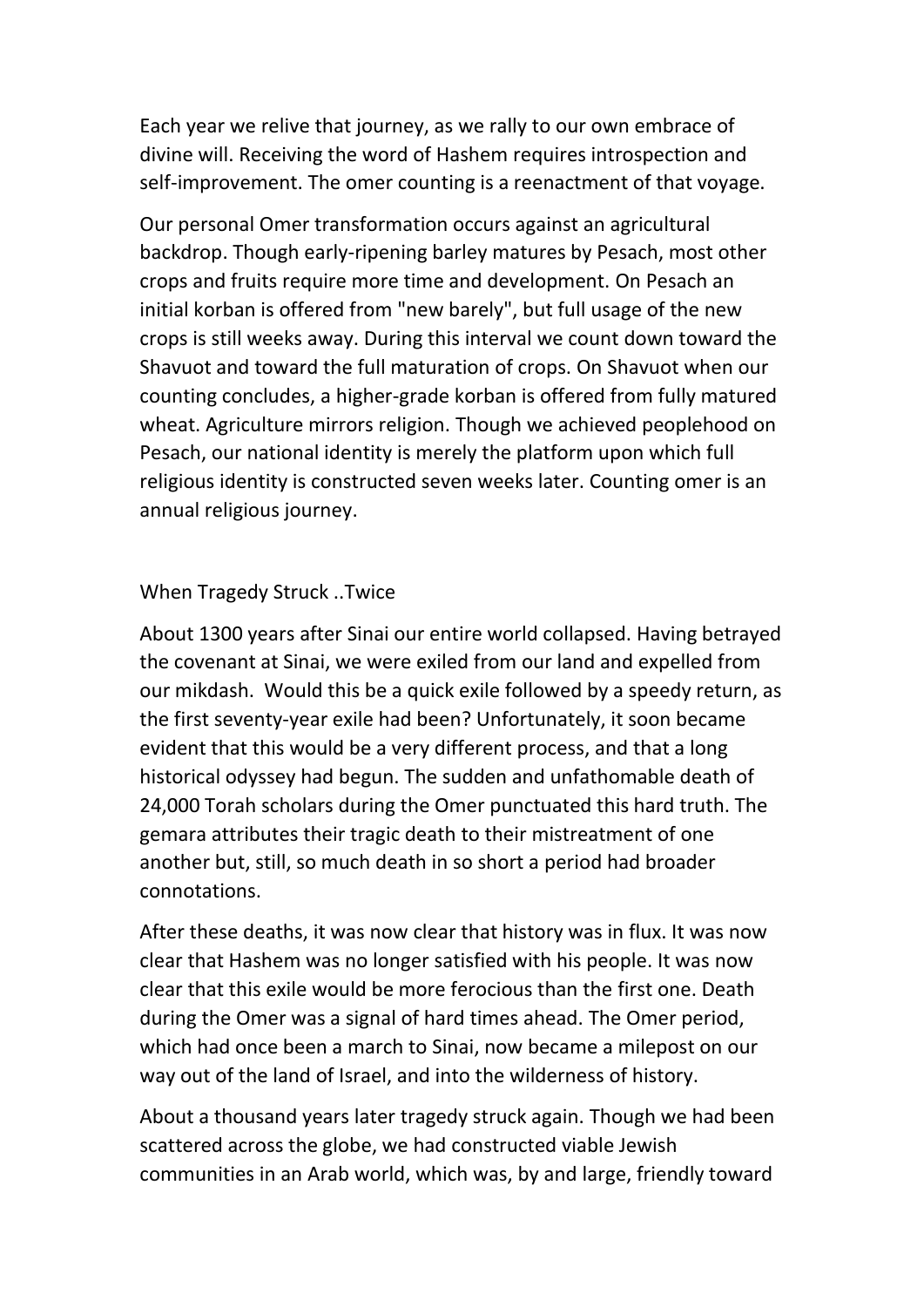Each year we relive that journey, as we rally to our own embrace of divine will. Receiving the word of Hashem requires introspection and self-improvement. The omer counting is a reenactment of that voyage.

Our personal Omer transformation occurs against an agricultural backdrop. Though early-ripening barley matures by Pesach, most other crops and fruits require more time and development. On Pesach an initial korban is offered from "new barely", but full usage of the new crops is still weeks away. During this interval we count down toward the Shavuot and toward the full maturation of crops. On Shavuot when our counting concludes, a higher-grade korban is offered from fully matured wheat. Agriculture mirrors religion. Though we achieved peoplehood on Pesach, our national identity is merely the platform upon which full religious identity is constructed seven weeks later. Counting omer is an annual religious journey.

## When Tragedy Struck ..Twice

About 1300 years after Sinai our entire world collapsed. Having betrayed the covenant at Sinai, we were exiled from our land and expelled from our mikdash. Would this be a quick exile followed by a speedy return, as the first seventy-year exile had been? Unfortunately, it soon became evident that this would be a very different process, and that a long historical odyssey had begun. The sudden and unfathomable death of 24,000 Torah scholars during the Omer punctuated this hard truth. The gemara attributes their tragic death to their mistreatment of one another but, still, so much death in so short a period had broader connotations.

After these deaths, it was now clear that history was in flux. It was now clear that Hashem was no longer satisfied with his people. It was now clear that this exile would be more ferocious than the first one. Death during the Omer was a signal of hard times ahead. The Omer period, which had once been a march to Sinai, now became a milepost on our way out of the land of Israel, and into the wilderness of history.

About a thousand years later tragedy struck again. Though we had been scattered across the globe, we had constructed viable Jewish communities in an Arab world, which was, by and large, friendly toward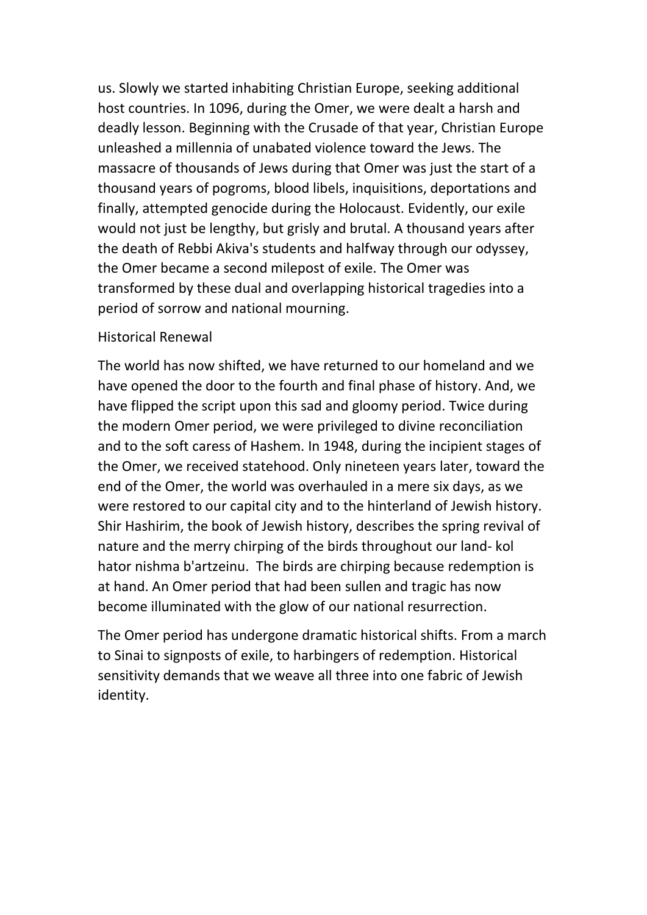us. Slowly we started inhabiting Christian Europe, seeking additional host countries. In 1096, during the Omer, we were dealt a harsh and deadly lesson. Beginning with the Crusade of that year, Christian Europe unleashed a millennia of unabated violence toward the Jews. The massacre of thousands of Jews during that Omer was just the start of a thousand years of pogroms, blood libels, inquisitions, deportations and finally, attempted genocide during the Holocaust. Evidently, our exile would not just be lengthy, but grisly and brutal. A thousand years after the death of Rebbi Akiva's students and halfway through our odyssey, the Omer became a second milepost of exile. The Omer was transformed by these dual and overlapping historical tragedies into a period of sorrow and national mourning.

## Historical Renewal

The world has now shifted, we have returned to our homeland and we have opened the door to the fourth and final phase of history. And, we have flipped the script upon this sad and gloomy period. Twice during the modern Omer period, we were privileged to divine reconciliation and to the soft caress of Hashem. In 1948, during the incipient stages of the Omer, we received statehood. Only nineteen years later, toward the end of the Omer, the world was overhauled in a mere six days, as we were restored to our capital city and to the hinterland of Jewish history. Shir Hashirim, the book of Jewish history, describes the spring revival of nature and the merry chirping of the birds throughout our land- kol hator nishma b'artzeinu.  The birds are chirping because redemption is at hand. An Omer period that had been sullen and tragic has now become illuminated with the glow of our national resurrection.

The Omer period has undergone dramatic historical shifts. From a march to Sinai to signposts of exile, to harbingers of redemption. Historical sensitivity demands that we weave all three into one fabric of Jewish identity.